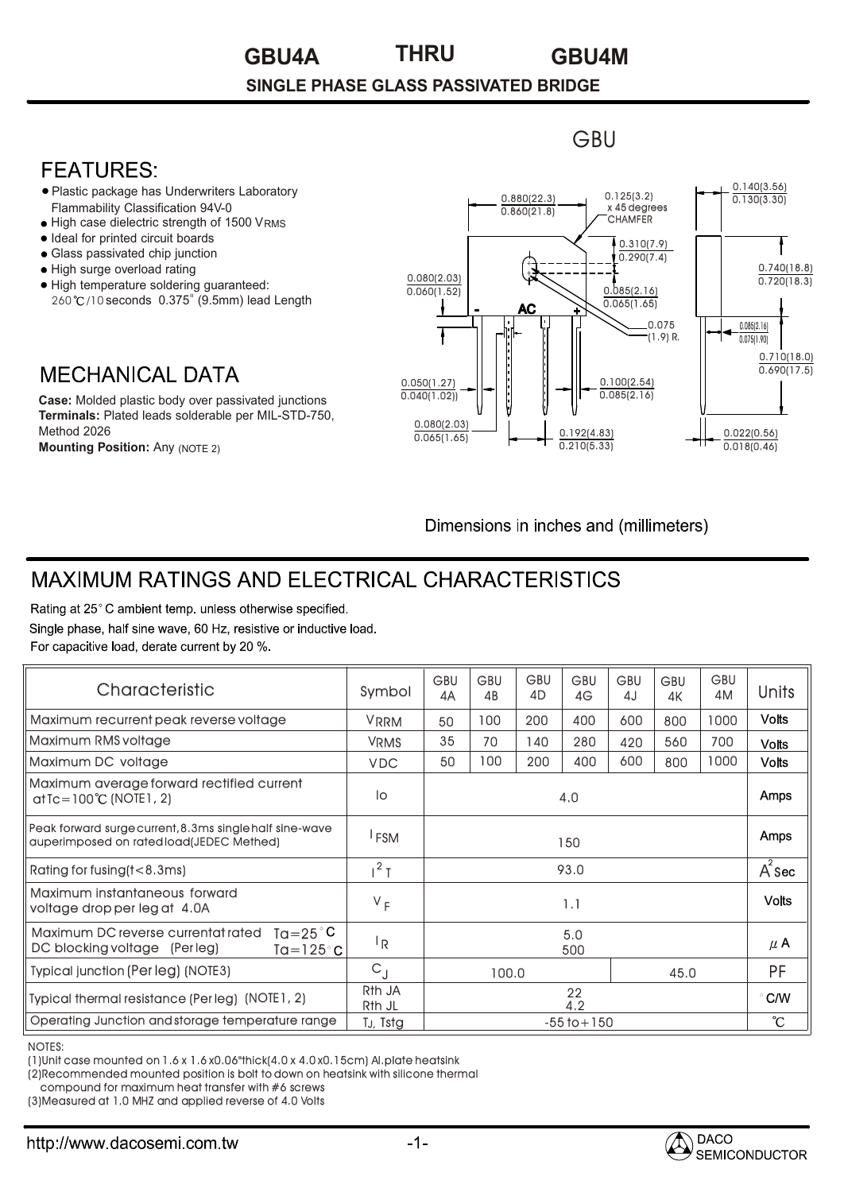# GBU4A THRU GBU4M

## SINGLE PHASE GLASS PASSIVATED BRIDGE

GBU

## FEATURES:

- Plastic package has Underwriters Laboratory Flammability Classification 94V-0
- High case dielectric strength of 1500 $V_{RMS}$
- Ideal for printed circuit boards
- Glass passivated chip junction
- High surge overload rating
- High temperature soldering guaranteed: 260℃/10 seconds 0.375" (9.5mm) lead Length

## MECHANICAL DATA

**Case:** Molded plastic body over passivated junctions
**Terminals:** Plated leads solderable per MIL-STD-750, Method 2026
**Mounting Position:** Any (NOTE 2)

Dimensions in inches and (millimeters)

## MAXIMUM RATINGS AND ELECTRICAL CHARACTERISTICS

Rating at 25°C ambient temp. unless otherwise specified.
Single phase, half sine wave, 60 Hz, resistive or inductive load.
For capacitive load, derate current by 20 %.

| Characteristic | Symbol | GBU 4A | GBU 4B | GBU 4D | GBU 4G | GBU 4J | GBU 4K | GBU 4M | Units |
|---|---|---|---|---|---|---|---|---|---|
| Maximum recurrent peak reverse voltage | $V_{RRM}$ | 50 | 100 | 200 | 400 | 600 | 800 | 1000 | Volts |
| Maximum RMS voltage | $V_{RMS}$ | 35 | 70 | 140 | 280 | 420 | 560 | 700 | Volts |
| Maximum DC voltage | $V_{DC}$ | 50 | 100 | 200 | 400 | 600 | 800 | 1000 | Volts |
| Maximum average forward rectified current at Tc=100℃ (NOTE1, 2) | Io | 4.0 | | | | | | | Amps |
| Peak forward surge current, 8.3ms single half sine-wave auperimposed on rated load (JEDEC Methed) | $I_{FSM}$ | 150 | | | | | | | Amps |
| Rating for fusing (t<8.3ms) | $I^2T$ | 93.0 | | | | | | | $A^2$Sec |
| Maximum instantaneous forward voltage drop per leg at 4.0A | $V_F$ | 1.1 | | | | | | | Volts |
| Maximum DC reverse current at rated DC blocking voltage (Per leg) Ta=25°C / Ta=125°C | $I_R$ | 5.0 / 500 | | | | | | | μA |
| Typical junction (Per leg) (NOTE3) | $C_J$ | 100.0 | | | | 45.0 | | | PF |
| Typical thermal resistance (Per leg) (NOTE1, 2) | Rth JA / Rth JL | 22 / 4.2 | | | | | | | °C/W |
| Operating Junction and storage temperature range | $T_J$, Tstg | -55 to +150 | | | | | | | ℃ |

NOTES:
(1) Unit case mounted on 1.6 x 1.6 x 0.06" thick (4.0 x 4.0 x 0.15cm) Al. plate heatsink
(2) Recommended mounted position is bolt to down on heatsink with silicone thermal compound for maximum heat transfer with #6 screws
(3) Measured at 1.0 MHZ and applied reverse of 4.0 Volts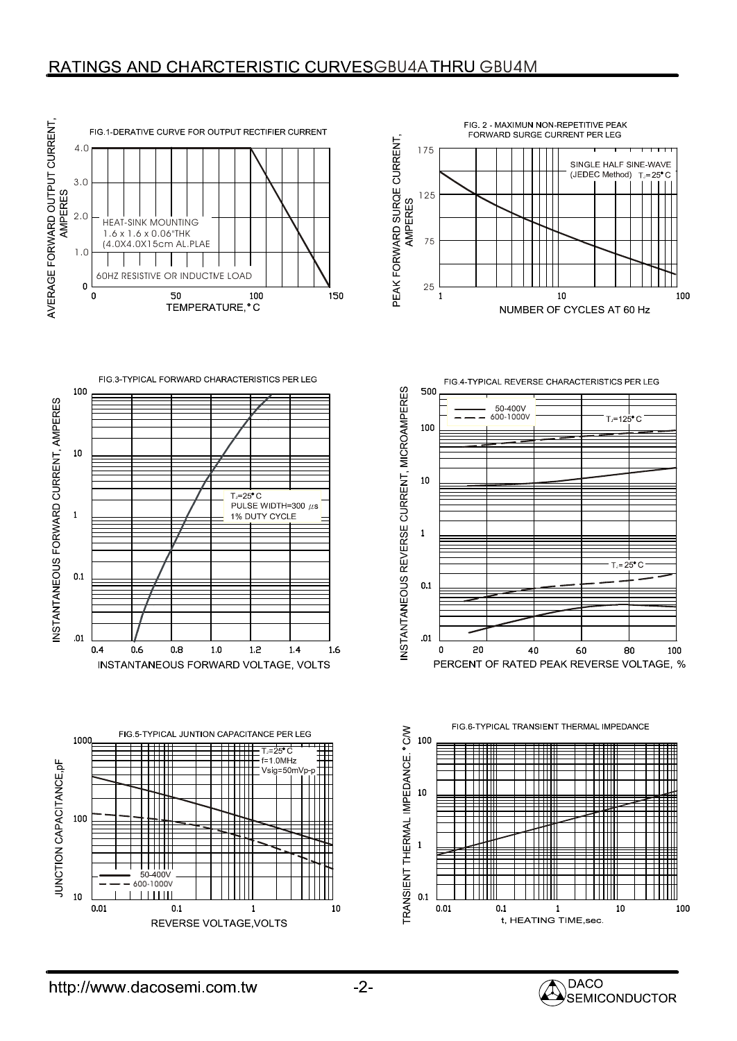# RATINGS AND CHARCTERISTIC CURVES GBU4A THRU GBU4M

FIG.1-DERATIVE CURVE FOR OUTPUT RECTIFIER CURRENT

AVERAGE FORWARD OUTPUT CURRENT, AMPERES

4.0
3.0
2.0
1.0
0

HEAT-SINK MOUNTING
1.6 x 1.6 x 0.06"THK
(4.0X4.0X15cm AL.PLAE

60HZ RESISTIVE OR INDUCTIVE LOAD

0 50 100 150

TEMPERATURE, °C

FIG. 2 - MAXIMUN NON-REPETITIVE PEAK FORWARD SURGE CURRENT PER LEG

PEAK FORWARD SURQE CURRENT, AMPERES

175
125
75
25

SINGLE HALF SINE-WAVE
(JEDEC Method) $T_J$=25°C

1 10 100

NUMBER OF CYCLES AT 60 Hz

FIG.3-TYPICAL FORWARD CHARACTERISTICS PER LEG

INSTANTANEOUS FORWARD CURRENT, AMPERES

100
10
1
0.1
.01

$T_J$=25°C
PULSE WIDTH=300 µs
1% DUTY CYCLE

0.4 0.6 0.8 1.0 1.2 1.4 1.6

INSTANTANEOUS FORWARD VOLTAGE, VOLTS

FIG.4-TYPICAL REVERSE CHARACTERISTICS PER LEG

INSTANTANEOUS REVERSE CURRENT, MICROAMPERES

500
100
10
1
0.1
.01

50-400V
600-1000V

$T_J$=125°C

$T_J$=25°C

0 20 40 60 80 100

PERCENT OF RATED PEAK REVERSE VOLTAGE, %

FIG.5-TYPICAL JUNTION CAPACITANCE PER LEG

JUNCTION CAPACITANCE,pF

1000
100
10

$T_J$=25°C
f=1.0MHz
Vsig=50mVp-p

50-400V
600-1000V

0.01 0.1 1 10

REVERSE VOLTAGE,VOLTS

FIG.6-TYPICAL TRANSIENT THERMAL IMPEDANCE

TRANSIENT THERMAL IMPEDANCE. °C/W

100
10
1
0.1

0.01 0.1 1 10 100

t, HEATING TIME,sec.

http://www.dacosemi.com.tw

DACO SEMICONDUCTOR